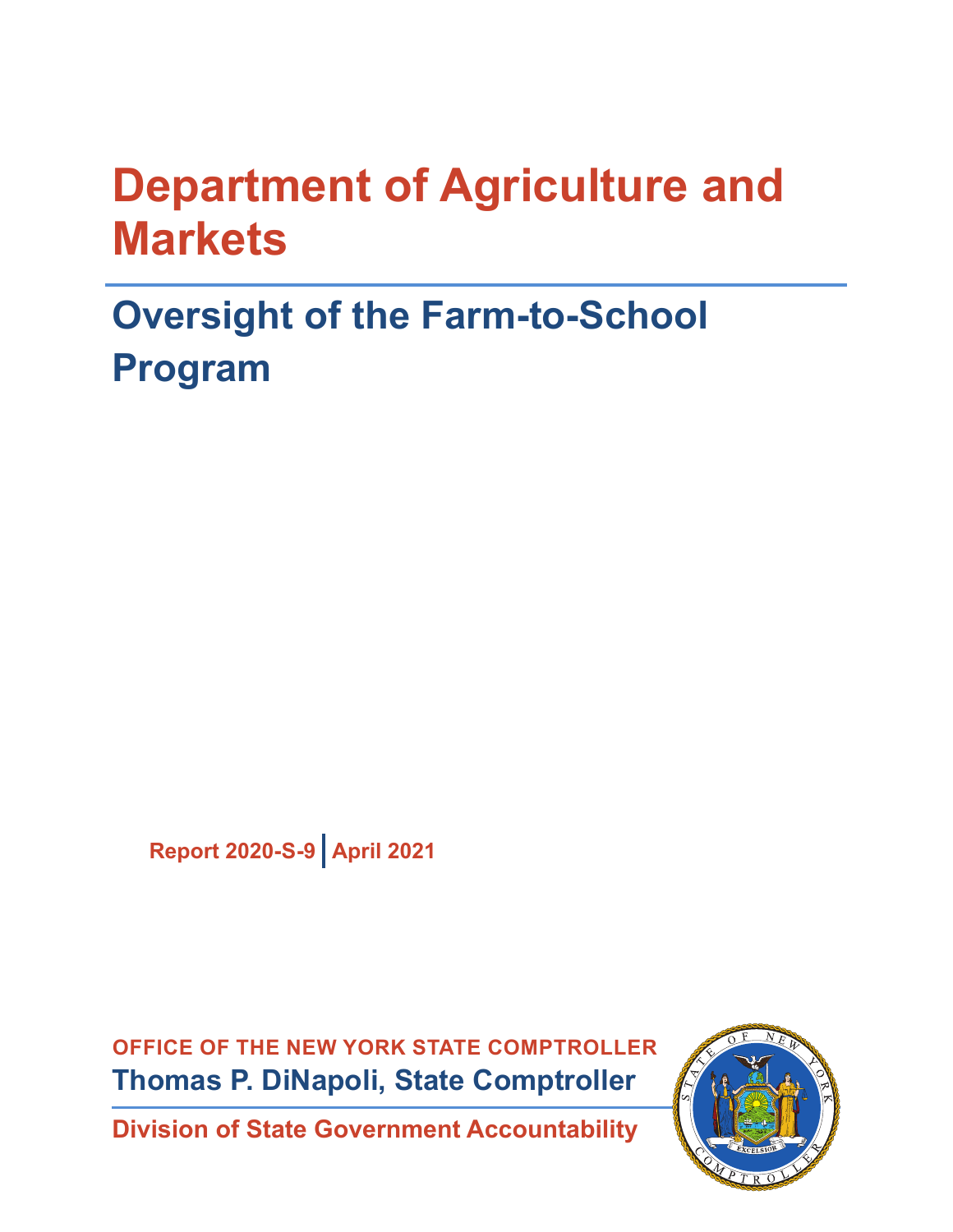# Department of Agriculture and Markets

## Oversight of the Farm-to-School Program

**Report 2020-S-9 | April 2021**

**OFFICE OF THE NEW YORK STATE COMPTROLLER**

**Thomas P. DiNapoli, State Comptroller**

**Division of State Government Accountability**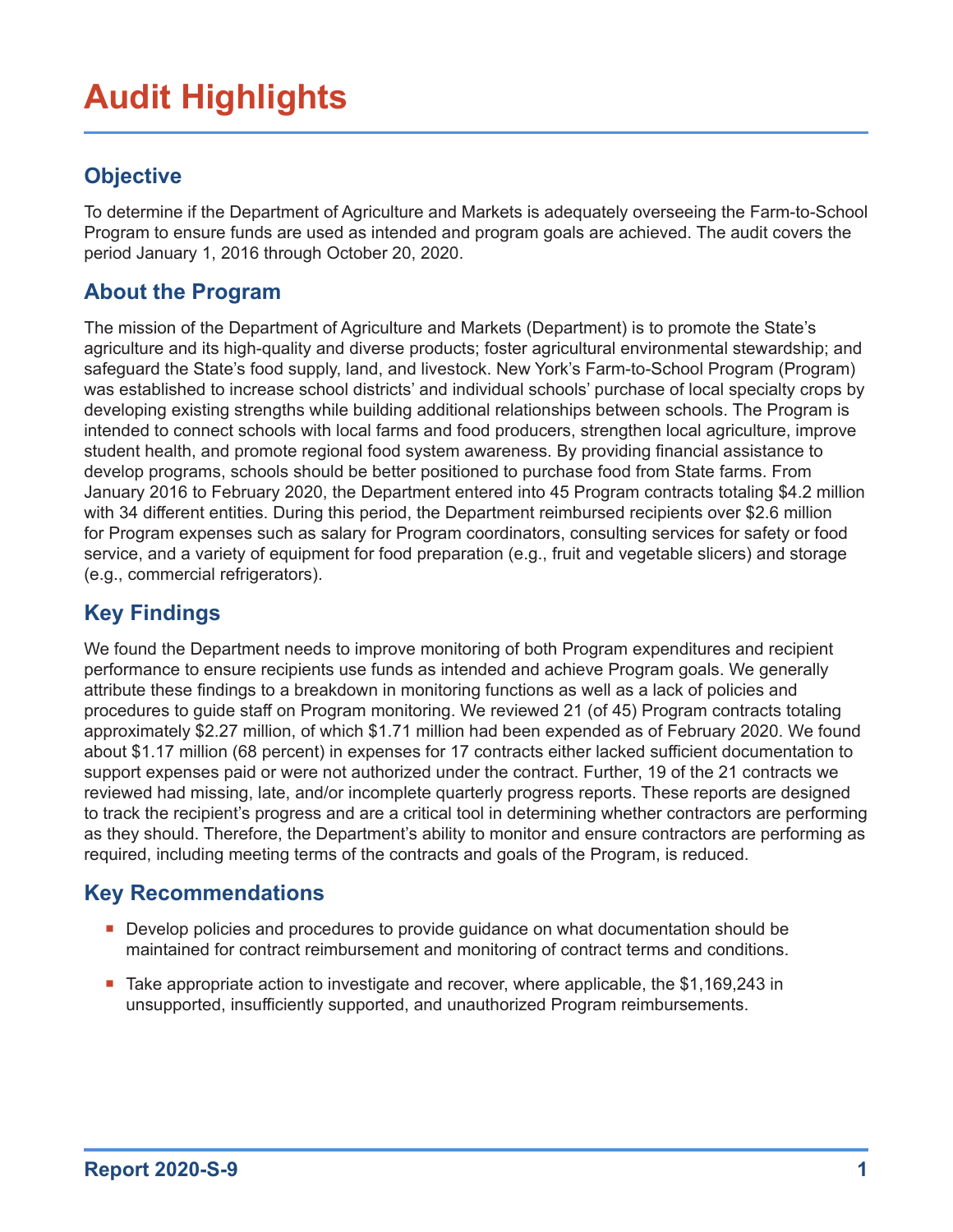# Audit Highlights

## Objective

To determine if the Department of Agriculture and Markets is adequately overseeing the Farm-to-School Program to ensure funds are used as intended and program goals are achieved. The audit covers the period January 1, 2016 through October 20, 2020.

## About the Program

The mission of the Department of Agriculture and Markets (Department) is to promote the State's agriculture and its high-quality and diverse products; foster agricultural environmental stewardship; and safeguard the State's food supply, land, and livestock. New York's Farm-to-School Program (Program) was established to increase school districts' and individual schools' purchase of local specialty crops by developing existing strengths while building additional relationships between schools. The Program is intended to connect schools with local farms and food producers, strengthen local agriculture, improve student health, and promote regional food system awareness. By providing financial assistance to develop programs, schools should be better positioned to purchase food from State farms. From January 2016 to February 2020, the Department entered into 45 Program contracts totaling $4.2 million with 34 different entities. During this period, the Department reimbursed recipients over $2.6 million for Program expenses such as salary for Program coordinators, consulting services for safety or food service, and a variety of equipment for food preparation (e.g., fruit and vegetable slicers) and storage (e.g., commercial refrigerators).

## Key Findings

We found the Department needs to improve monitoring of both Program expenditures and recipient performance to ensure recipients use funds as intended and achieve Program goals. We generally attribute these findings to a breakdown in monitoring functions as well as a lack of policies and procedures to guide staff on Program monitoring. We reviewed 21 (of 45) Program contracts totaling approximately $2.27 million, of which $1.71 million had been expended as of February 2020. We found about $1.17 million (68 percent) in expenses for 17 contracts either lacked sufficient documentation to support expenses paid or were not authorized under the contract. Further, 19 of the 21 contracts we reviewed had missing, late, and/or incomplete quarterly progress reports. These reports are designed to track the recipient's progress and are a critical tool in determining whether contractors are performing as they should. Therefore, the Department's ability to monitor and ensure contractors are performing as required, including meeting terms of the contracts and goals of the Program, is reduced.

## Key Recommendations

- Develop policies and procedures to provide guidance on what documentation should be maintained for contract reimbursement and monitoring of contract terms and conditions.
- Take appropriate action to investigate and recover, where applicable, the $1,169,243 in unsupported, insufficiently supported, and unauthorized Program reimbursements.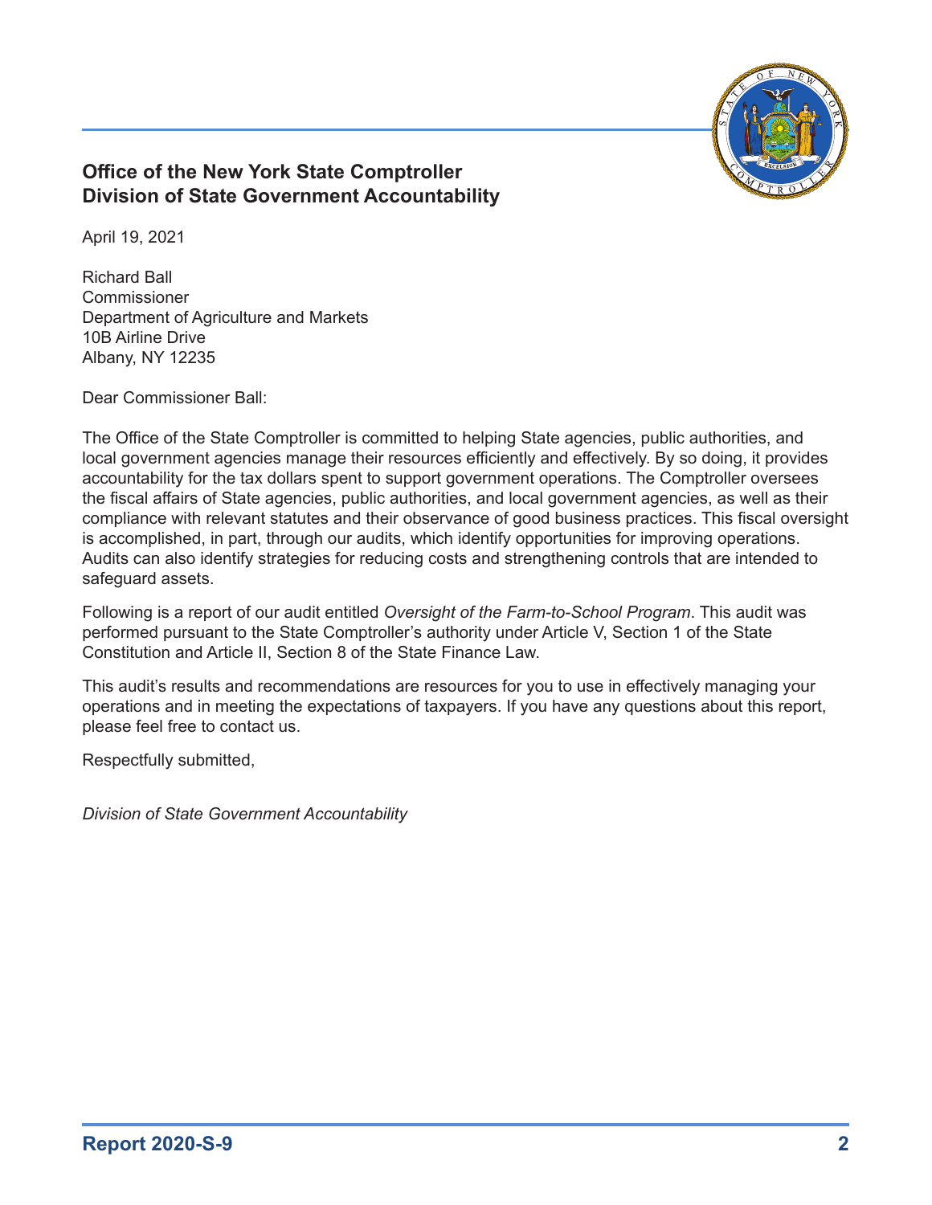**Office of the New York State Comptroller**
**Division of State Government Accountability**

April 19, 2021

Richard Ball
Commissioner
Department of Agriculture and Markets
10B Airline Drive
Albany, NY 12235

Dear Commissioner Ball:

The Office of the State Comptroller is committed to helping State agencies, public authorities, and local government agencies manage their resources efficiently and effectively. By so doing, it provides accountability for the tax dollars spent to support government operations. The Comptroller oversees the fiscal affairs of State agencies, public authorities, and local government agencies, as well as their compliance with relevant statutes and their observance of good business practices. This fiscal oversight is accomplished, in part, through our audits, which identify opportunities for improving operations. Audits can also identify strategies for reducing costs and strengthening controls that are intended to safeguard assets.

Following is a report of our audit entitled *Oversight of the Farm-to-School Program*. This audit was performed pursuant to the State Comptroller's authority under Article V, Section 1 of the State Constitution and Article II, Section 8 of the State Finance Law.

This audit's results and recommendations are resources for you to use in effectively managing your operations and in meeting the expectations of taxpayers. If you have any questions about this report, please feel free to contact us.

Respectfully submitted,

*Division of State Government Accountability*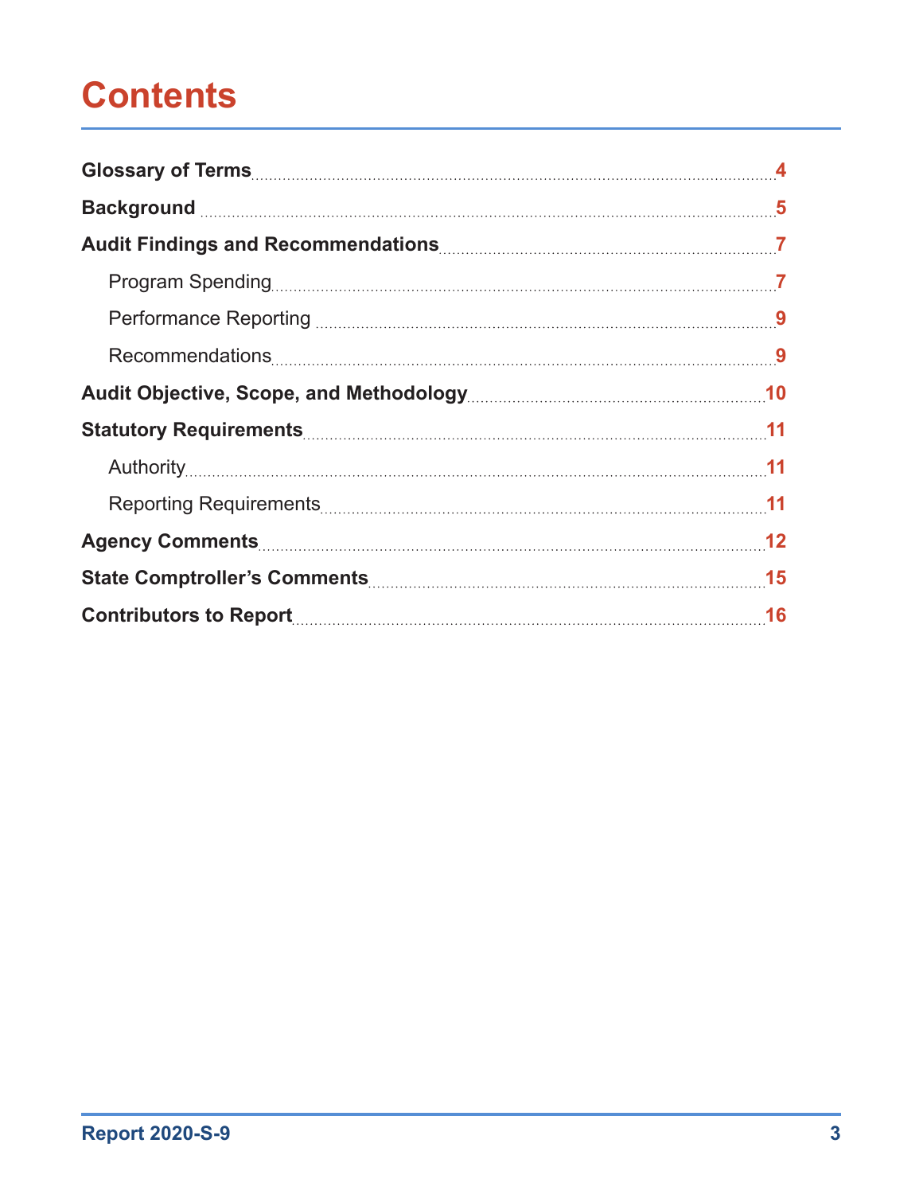# Contents

- **Glossary of Terms** ..... 4
- **Background** ..... 5
- **Audit Findings and Recommendations** ..... 7
  - Program Spending ..... 7
  - Performance Reporting ..... 9
  - Recommendations ..... 9
- **Audit Objective, Scope, and Methodology** ..... 10
- **Statutory Requirements** ..... 11
  - Authority ..... 11
  - Reporting Requirements ..... 11
- **Agency Comments** ..... 12
- **State Comptroller's Comments** ..... 15
- **Contributors to Report** ..... 16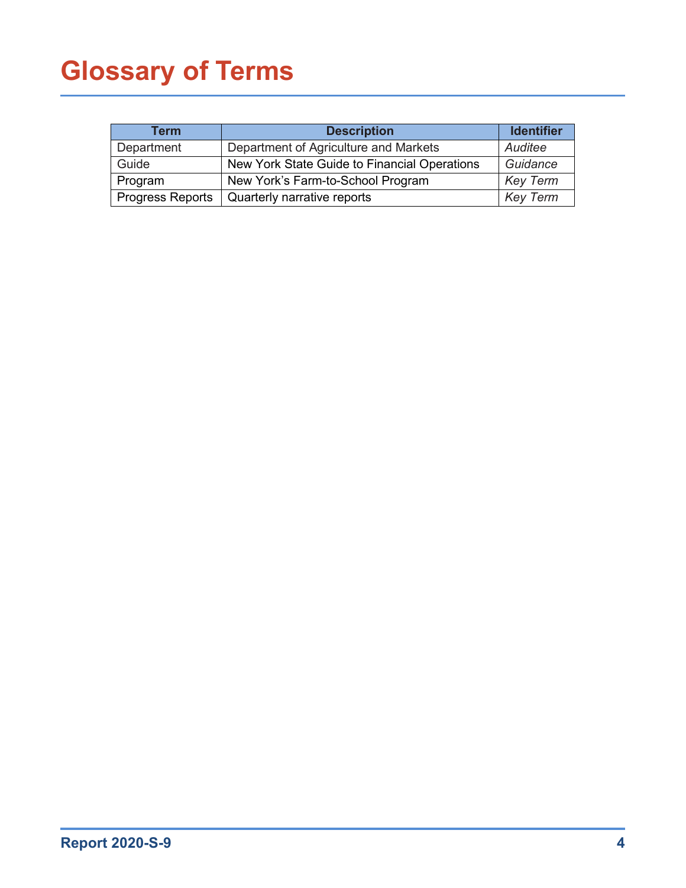# Glossary of Terms

| Term | Description | Identifier |
|---|---|---|
| Department | Department of Agriculture and Markets | *Auditee* |
| Guide | New York State Guide to Financial Operations | *Guidance* |
| Program | New York's Farm-to-School Program | *Key Term* |
| Progress Reports | Quarterly narrative reports | *Key Term* |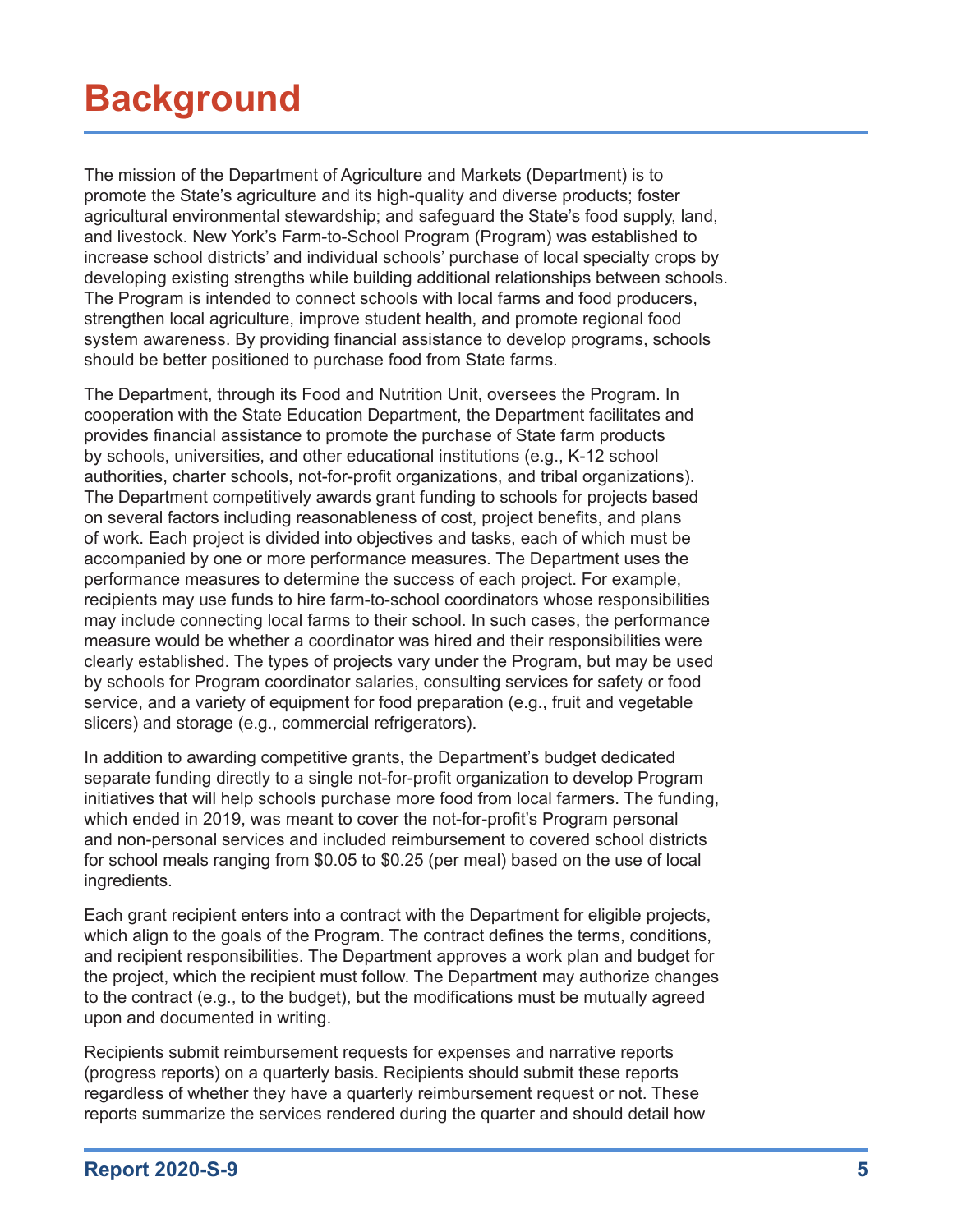# Background

The mission of the Department of Agriculture and Markets (Department) is to promote the State's agriculture and its high-quality and diverse products; foster agricultural environmental stewardship; and safeguard the State's food supply, land, and livestock. New York's Farm-to-School Program (Program) was established to increase school districts' and individual schools' purchase of local specialty crops by developing existing strengths while building additional relationships between schools. The Program is intended to connect schools with local farms and food producers, strengthen local agriculture, improve student health, and promote regional food system awareness. By providing financial assistance to develop programs, schools should be better positioned to purchase food from State farms.

The Department, through its Food and Nutrition Unit, oversees the Program. In cooperation with the State Education Department, the Department facilitates and provides financial assistance to promote the purchase of State farm products by schools, universities, and other educational institutions (e.g., K-12 school authorities, charter schools, not-for-profit organizations, and tribal organizations). The Department competitively awards grant funding to schools for projects based on several factors including reasonableness of cost, project benefits, and plans of work. Each project is divided into objectives and tasks, each of which must be accompanied by one or more performance measures. The Department uses the performance measures to determine the success of each project. For example, recipients may use funds to hire farm-to-school coordinators whose responsibilities may include connecting local farms to their school. In such cases, the performance measure would be whether a coordinator was hired and their responsibilities were clearly established. The types of projects vary under the Program, but may be used by schools for Program coordinator salaries, consulting services for safety or food service, and a variety of equipment for food preparation (e.g., fruit and vegetable slicers) and storage (e.g., commercial refrigerators).

In addition to awarding competitive grants, the Department's budget dedicated separate funding directly to a single not-for-profit organization to develop Program initiatives that will help schools purchase more food from local farmers. The funding, which ended in 2019, was meant to cover the not-for-profit's Program personal and non-personal services and included reimbursement to covered school districts for school meals ranging from $0.05 to $0.25 (per meal) based on the use of local ingredients.

Each grant recipient enters into a contract with the Department for eligible projects, which align to the goals of the Program. The contract defines the terms, conditions, and recipient responsibilities. The Department approves a work plan and budget for the project, which the recipient must follow. The Department may authorize changes to the contract (e.g., to the budget), but the modifications must be mutually agreed upon and documented in writing.

Recipients submit reimbursement requests for expenses and narrative reports (progress reports) on a quarterly basis. Recipients should submit these reports regardless of whether they have a quarterly reimbursement request or not. These reports summarize the services rendered during the quarter and should detail how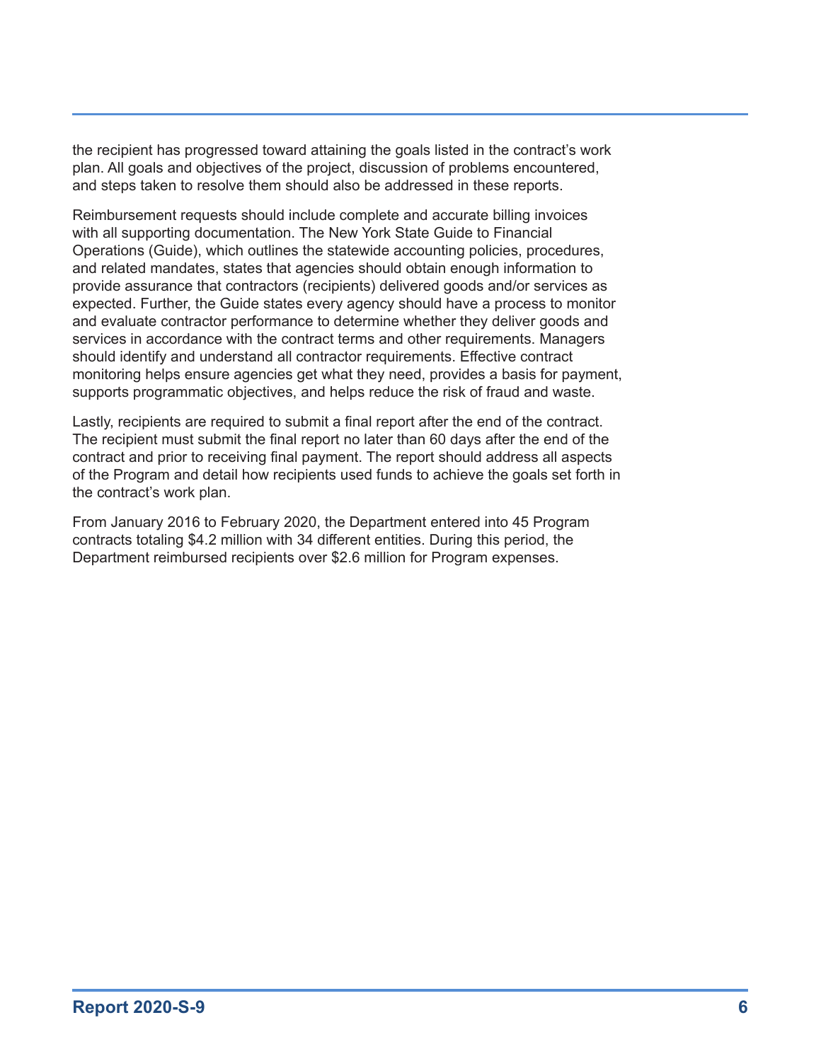the recipient has progressed toward attaining the goals listed in the contract's work plan. All goals and objectives of the project, discussion of problems encountered, and steps taken to resolve them should also be addressed in these reports.

Reimbursement requests should include complete and accurate billing invoices with all supporting documentation. The New York State Guide to Financial Operations (Guide), which outlines the statewide accounting policies, procedures, and related mandates, states that agencies should obtain enough information to provide assurance that contractors (recipients) delivered goods and/or services as expected. Further, the Guide states every agency should have a process to monitor and evaluate contractor performance to determine whether they deliver goods and services in accordance with the contract terms and other requirements. Managers should identify and understand all contractor requirements. Effective contract monitoring helps ensure agencies get what they need, provides a basis for payment, supports programmatic objectives, and helps reduce the risk of fraud and waste.

Lastly, recipients are required to submit a final report after the end of the contract. The recipient must submit the final report no later than 60 days after the end of the contract and prior to receiving final payment. The report should address all aspects of the Program and detail how recipients used funds to achieve the goals set forth in the contract's work plan.

From January 2016 to February 2020, the Department entered into 45 Program contracts totaling $4.2 million with 34 different entities. During this period, the Department reimbursed recipients over $2.6 million for Program expenses.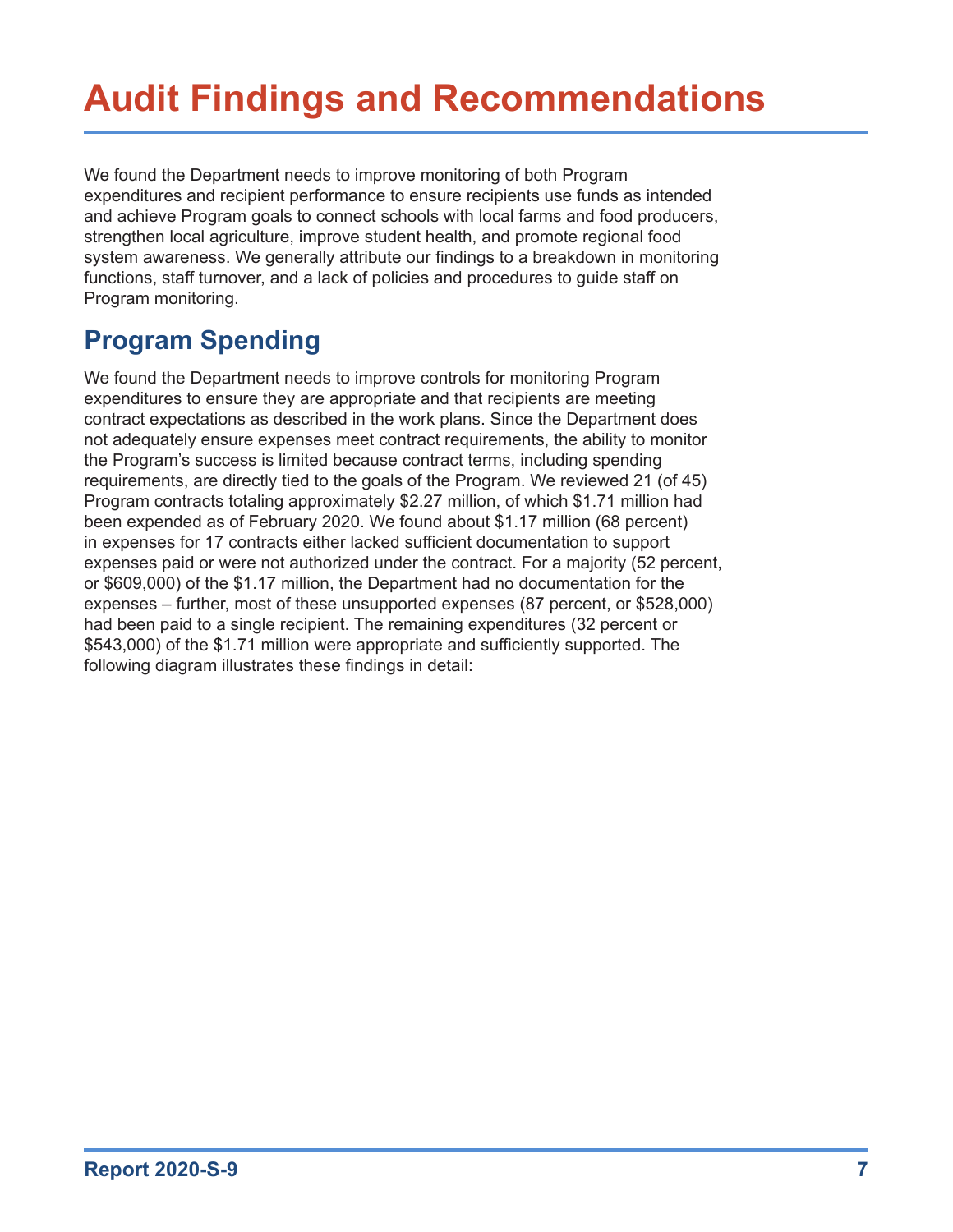# Audit Findings and Recommendations

We found the Department needs to improve monitoring of both Program expenditures and recipient performance to ensure recipients use funds as intended and achieve Program goals to connect schools with local farms and food producers, strengthen local agriculture, improve student health, and promote regional food system awareness. We generally attribute our findings to a breakdown in monitoring functions, staff turnover, and a lack of policies and procedures to guide staff on Program monitoring.

## Program Spending

We found the Department needs to improve controls for monitoring Program expenditures to ensure they are appropriate and that recipients are meeting contract expectations as described in the work plans. Since the Department does not adequately ensure expenses meet contract requirements, the ability to monitor the Program's success is limited because contract terms, including spending requirements, are directly tied to the goals of the Program. We reviewed 21 (of 45) Program contracts totaling approximately $2.27 million, of which $1.71 million had been expended as of February 2020. We found about $1.17 million (68 percent) in expenses for 17 contracts either lacked sufficient documentation to support expenses paid or were not authorized under the contract. For a majority (52 percent, or $609,000) of the $1.17 million, the Department had no documentation for the expenses – further, most of these unsupported expenses (87 percent, or $528,000) had been paid to a single recipient. The remaining expenditures (32 percent or $543,000) of the $1.71 million were appropriate and sufficiently supported. The following diagram illustrates these findings in detail: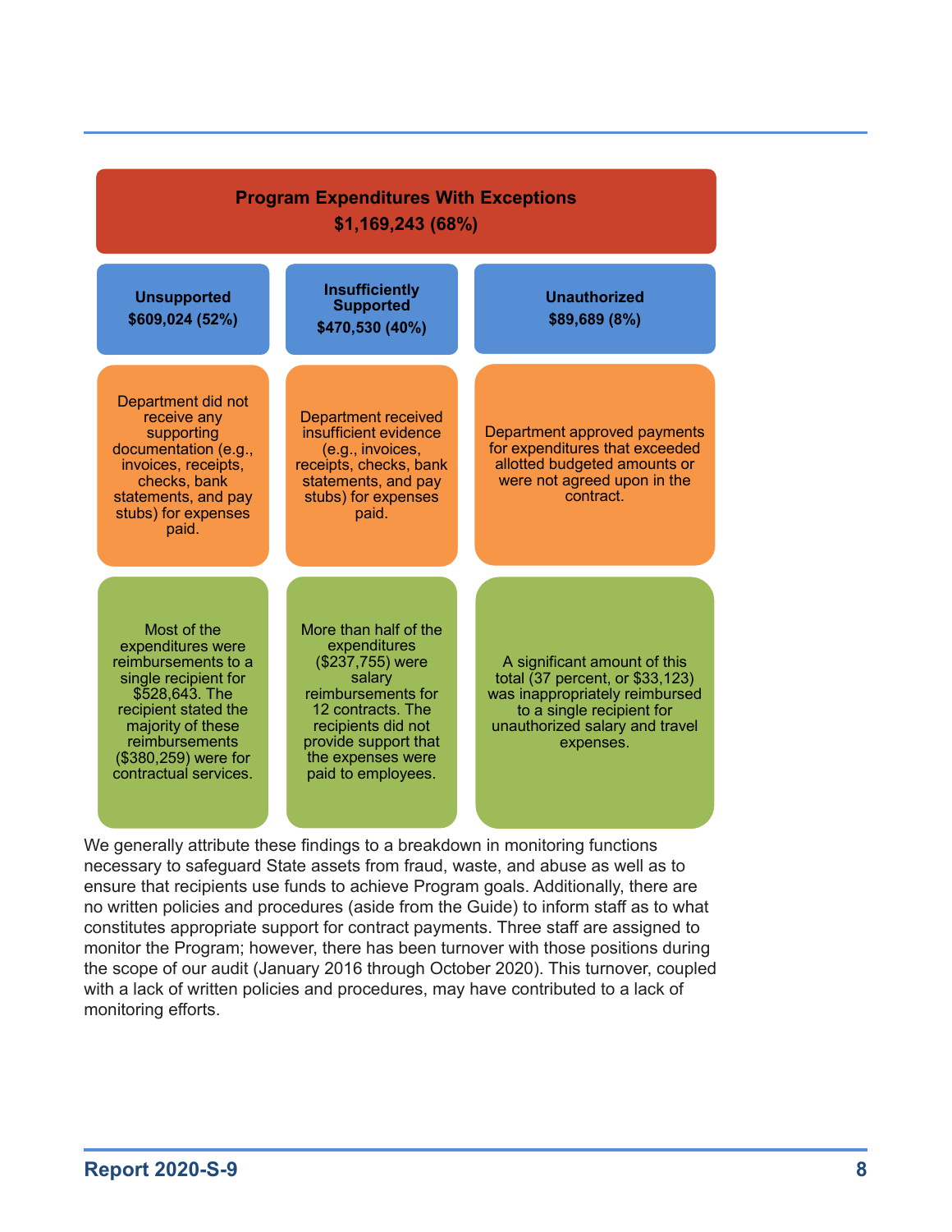**Program Expenditures With Exceptions**
**$1,169,243 (68%)**

| Unsupported $609,024 (52%) | Insufficiently Supported $470,530 (40%) | Unauthorized $89,689 (8%) |
|---|---|---|
| Department did not receive any supporting documentation (e.g., invoices, receipts, checks, bank statements, and pay stubs) for expenses paid. | Department received insufficient evidence (e.g., invoices, receipts, checks, bank statements, and pay stubs) for expenses paid. | Department approved payments for expenditures that exceeded allotted budgeted amounts or were not agreed upon in the contract. |
| Most of the expenditures were reimbursements to a single recipient for $528,643. The recipient stated the majority of these reimbursements ($380,259) were for contractual services. | More than half of the expenditures ($237,755) were salary reimbursements for 12 contracts. The recipients did not provide support that the expenses were paid to employees. | A significant amount of this total (37 percent, or $33,123) was inappropriately reimbursed to a single recipient for unauthorized salary and travel expenses. |

We generally attribute these findings to a breakdown in monitoring functions necessary to safeguard State assets from fraud, waste, and abuse as well as to ensure that recipients use funds to achieve Program goals. Additionally, there are no written policies and procedures (aside from the Guide) to inform staff as to what constitutes appropriate support for contract payments. Three staff are assigned to monitor the Program; however, there has been turnover with those positions during the scope of our audit (January 2016 through October 2020). This turnover, coupled with a lack of written policies and procedures, may have contributed to a lack of monitoring efforts.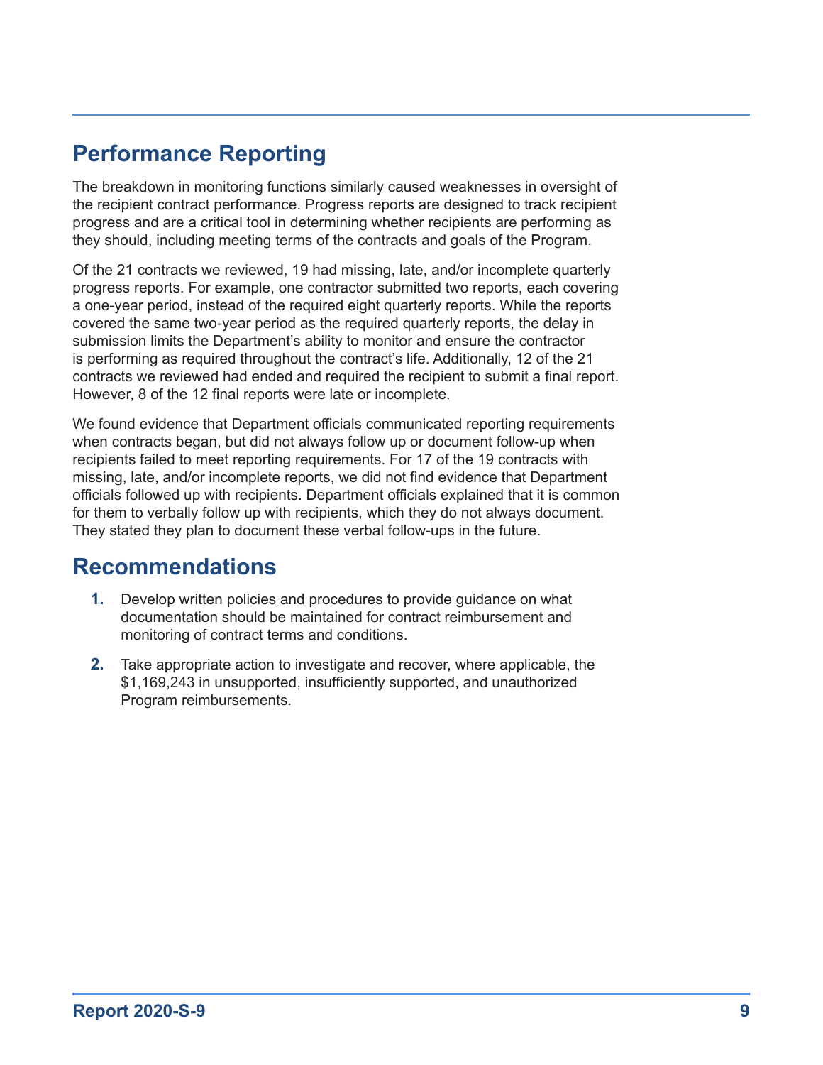## Performance Reporting

The breakdown in monitoring functions similarly caused weaknesses in oversight of the recipient contract performance. Progress reports are designed to track recipient progress and are a critical tool in determining whether recipients are performing as they should, including meeting terms of the contracts and goals of the Program.

Of the 21 contracts we reviewed, 19 had missing, late, and/or incomplete quarterly progress reports. For example, one contractor submitted two reports, each covering a one-year period, instead of the required eight quarterly reports. While the reports covered the same two-year period as the required quarterly reports, the delay in submission limits the Department's ability to monitor and ensure the contractor is performing as required throughout the contract's life. Additionally, 12 of the 21 contracts we reviewed had ended and required the recipient to submit a final report. However, 8 of the 12 final reports were late or incomplete.

We found evidence that Department officials communicated reporting requirements when contracts began, but did not always follow up or document follow-up when recipients failed to meet reporting requirements. For 17 of the 19 contracts with missing, late, and/or incomplete reports, we did not find evidence that Department officials followed up with recipients. Department officials explained that it is common for them to verbally follow up with recipients, which they do not always document. They stated they plan to document these verbal follow-ups in the future.

## Recommendations

1. Develop written policies and procedures to provide guidance on what documentation should be maintained for contract reimbursement and monitoring of contract terms and conditions.
2. Take appropriate action to investigate and recover, where applicable, the $1,169,243 in unsupported, insufficiently supported, and unauthorized Program reimbursements.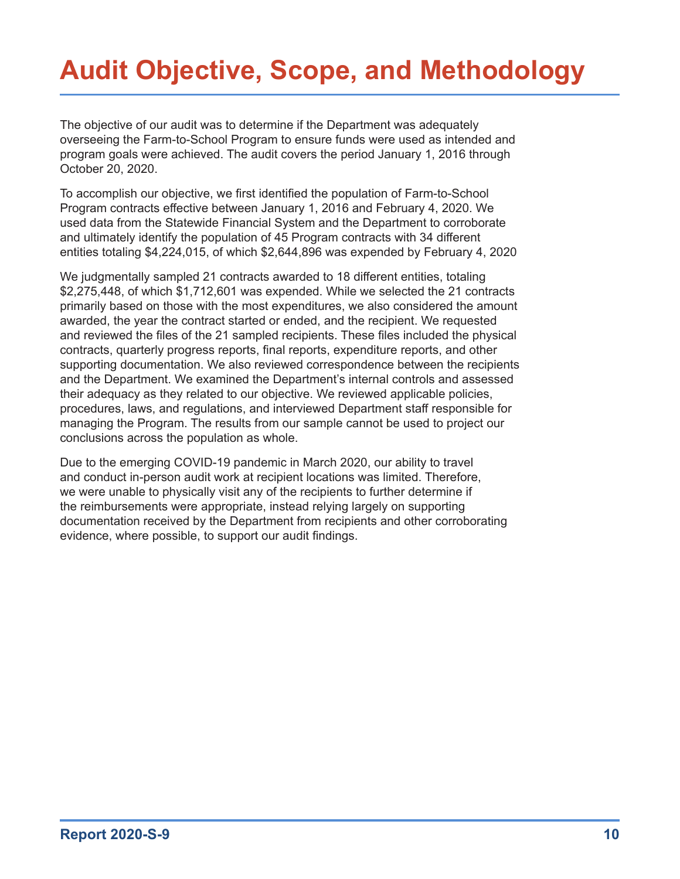# Audit Objective, Scope, and Methodology

The objective of our audit was to determine if the Department was adequately overseeing the Farm-to-School Program to ensure funds were used as intended and program goals were achieved. The audit covers the period January 1, 2016 through October 20, 2020.

To accomplish our objective, we first identified the population of Farm-to-School Program contracts effective between January 1, 2016 and February 4, 2020. We used data from the Statewide Financial System and the Department to corroborate and ultimately identify the population of 45 Program contracts with 34 different entities totaling $4,224,015, of which $2,644,896 was expended by February 4, 2020

We judgmentally sampled 21 contracts awarded to 18 different entities, totaling $2,275,448, of which $1,712,601 was expended. While we selected the 21 contracts primarily based on those with the most expenditures, we also considered the amount awarded, the year the contract started or ended, and the recipient. We requested and reviewed the files of the 21 sampled recipients. These files included the physical contracts, quarterly progress reports, final reports, expenditure reports, and other supporting documentation. We also reviewed correspondence between the recipients and the Department. We examined the Department's internal controls and assessed their adequacy as they related to our objective. We reviewed applicable policies, procedures, laws, and regulations, and interviewed Department staff responsible for managing the Program. The results from our sample cannot be used to project our conclusions across the population as whole.

Due to the emerging COVID-19 pandemic in March 2020, our ability to travel and conduct in-person audit work at recipient locations was limited. Therefore, we were unable to physically visit any of the recipients to further determine if the reimbursements were appropriate, instead relying largely on supporting documentation received by the Department from recipients and other corroborating evidence, where possible, to support our audit findings.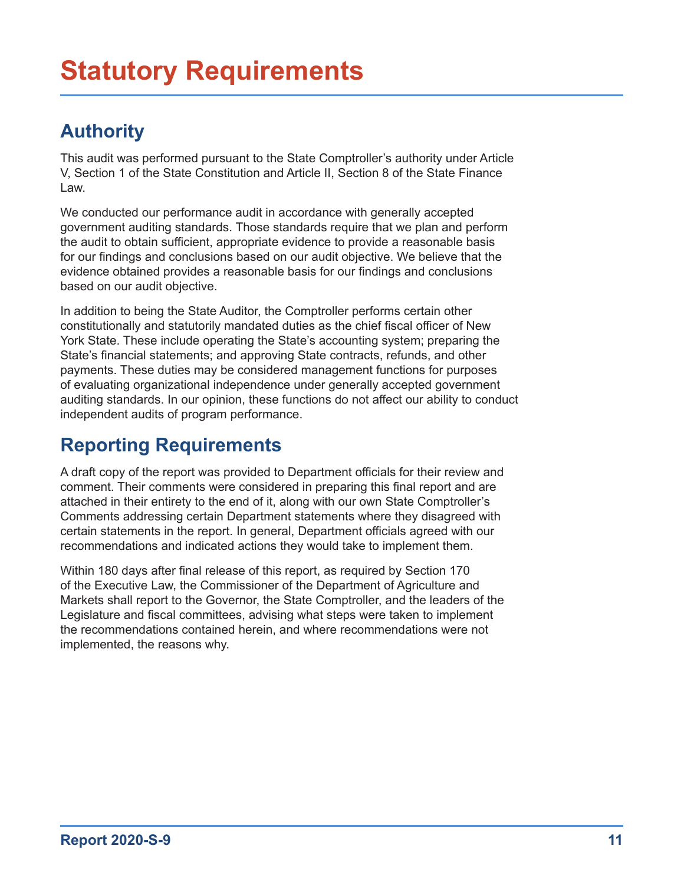# Statutory Requirements

## Authority

This audit was performed pursuant to the State Comptroller's authority under Article V, Section 1 of the State Constitution and Article II, Section 8 of the State Finance Law.

We conducted our performance audit in accordance with generally accepted government auditing standards. Those standards require that we plan and perform the audit to obtain sufficient, appropriate evidence to provide a reasonable basis for our findings and conclusions based on our audit objective. We believe that the evidence obtained provides a reasonable basis for our findings and conclusions based on our audit objective.

In addition to being the State Auditor, the Comptroller performs certain other constitutionally and statutorily mandated duties as the chief fiscal officer of New York State. These include operating the State's accounting system; preparing the State's financial statements; and approving State contracts, refunds, and other payments. These duties may be considered management functions for purposes of evaluating organizational independence under generally accepted government auditing standards. In our opinion, these functions do not affect our ability to conduct independent audits of program performance.

## Reporting Requirements

A draft copy of the report was provided to Department officials for their review and comment. Their comments were considered in preparing this final report and are attached in their entirety to the end of it, along with our own State Comptroller's Comments addressing certain Department statements where they disagreed with certain statements in the report. In general, Department officials agreed with our recommendations and indicated actions they would take to implement them.

Within 180 days after final release of this report, as required by Section 170 of the Executive Law, the Commissioner of the Department of Agriculture and Markets shall report to the Governor, the State Comptroller, and the leaders of the Legislature and fiscal committees, advising what steps were taken to implement the recommendations contained herein, and where recommendations were not implemented, the reasons why.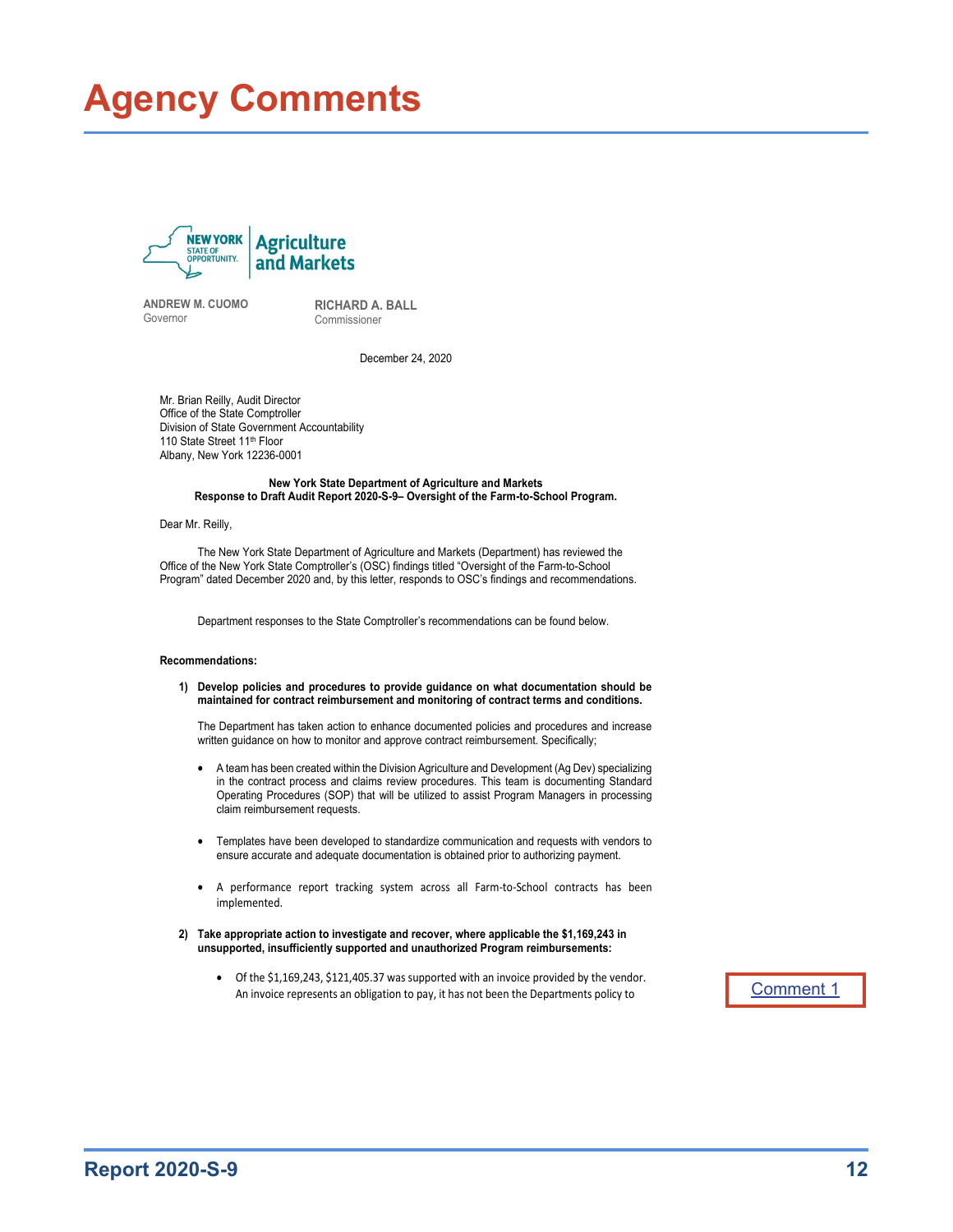# Agency Comments

NEW YORK STATE OF OPPORTUNITY. Agriculture and Markets

**ANDREW M. CUOMO**
Governor

**RICHARD A. BALL**
Commissioner

December 24, 2020

Mr. Brian Reilly, Audit Director
Office of the State Comptroller
Division of State Government Accountability
110 State Street 11th Floor
Albany, New York 12236-0001

**New York State Department of Agriculture and Markets**
**Response to Draft Audit Report 2020-S-9– Oversight of the Farm-to-School Program.**

Dear Mr. Reilly,

The New York State Department of Agriculture and Markets (Department) has reviewed the Office of the New York State Comptroller's (OSC) findings titled "Oversight of the Farm-to-School Program" dated December 2020 and, by this letter, responds to OSC's findings and recommendations.

Department responses to the State Comptroller's recommendations can be found below.

**Recommendations:**

1) **Develop policies and procedures to provide guidance on what documentation should be maintained for contract reimbursement and monitoring of contract terms and conditions.**

   The Department has taken action to enhance documented policies and procedures and increase written guidance on how to monitor and approve contract reimbursement. Specifically;

   - A team has been created within the Division Agriculture and Development (Ag Dev) specializing in the contract process and claims review procedures. This team is documenting Standard Operating Procedures (SOP) that will be utilized to assist Program Managers in processing claim reimbursement requests.

   - Templates have been developed to standardize communication and requests with vendors to ensure accurate and adequate documentation is obtained prior to authorizing payment.

   - A performance report tracking system across all Farm-to-School contracts has been implemented.

2) **Take appropriate action to investigate and recover, where applicable the $1,169,243 in unsupported, insufficiently supported and unauthorized Program reimbursements:**

   - Of the $1,169,243, $121,405.37 was supported with an invoice provided by the vendor. An invoice represents an obligation to pay, it has not been the Departments policy to

Comment 1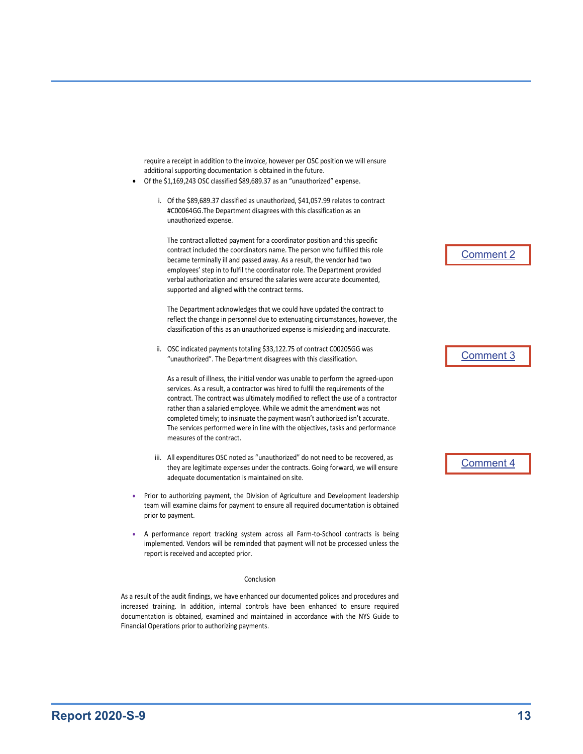require a receipt in addition to the invoice, however per OSC position we will ensure additional supporting documentation is obtained in the future.

- Of the $1,169,243 OSC classified $89,689.37 as an "unauthorized" expense.

    i. Of the $89,689.37 classified as unauthorized, $41,057.99 relates to contract #C00064GG.The Department disagrees with this classification as an unauthorized expense.

    The contract allotted payment for a coordinator position and this specific contract included the coordinators name. The person who fulfilled this role became terminally ill and passed away. As a result, the vendor had two employees' step in to fulfil the coordinator role. The Department provided verbal authorization and ensured the salaries were accurate documented, supported and aligned with the contract terms.

    Comment 2

    The Department acknowledges that we could have updated the contract to reflect the change in personnel due to extenuating circumstances, however, the classification of this as an unauthorized expense is misleading and inaccurate.

    ii. OSC indicated payments totaling $33,122.75 of contract C00205GG was "unauthorized". The Department disagrees with this classification.

    Comment 3

    As a result of illness, the initial vendor was unable to perform the agreed-upon services. As a result, a contractor was hired to fulfil the requirements of the contract. The contract was ultimately modified to reflect the use of a contractor rather than a salaried employee. While we admit the amendment was not completed timely; to insinuate the payment wasn't authorized isn't accurate. The services performed were in line with the objectives, tasks and performance measures of the contract.

    iii. All expenditures OSC noted as "unauthorized" do not need to be recovered, as they are legitimate expenses under the contracts. Going forward, we will ensure adequate documentation is maintained on site.

    Comment 4

- Prior to authorizing payment, the Division of Agriculture and Development leadership team will examine claims for payment to ensure all required documentation is obtained prior to payment.

- A performance report tracking system across all Farm-to-School contracts is being implemented. Vendors will be reminded that payment will not be processed unless the report is received and accepted prior.

Conclusion

As a result of the audit findings, we have enhanced our documented polices and procedures and increased training. In addition, internal controls have been enhanced to ensure required documentation is obtained, examined and maintained in accordance with the NYS Guide to Financial Operations prior to authorizing payments.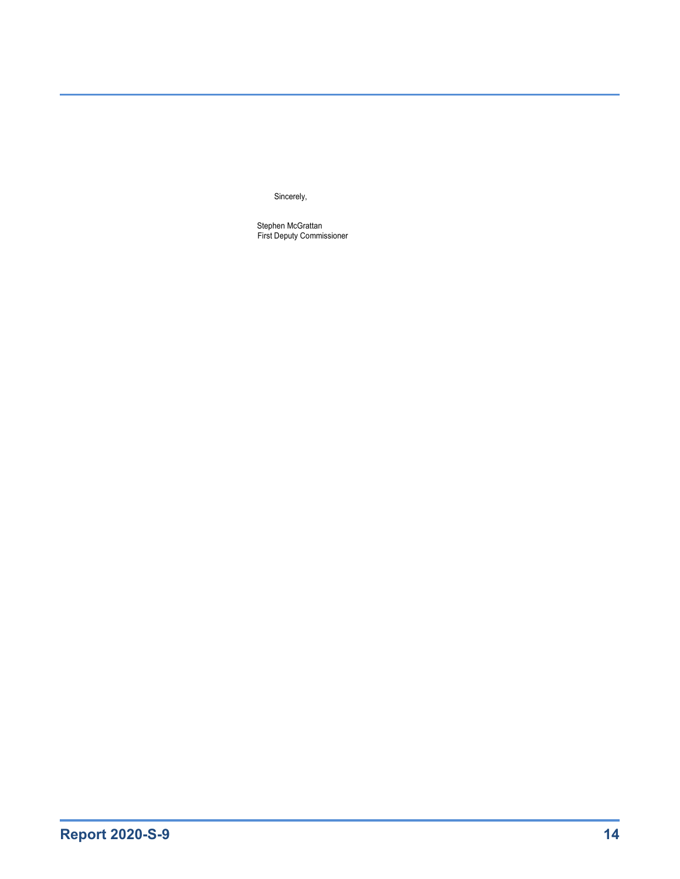Sincerely,

Stephen McGrattan
First Deputy Commissioner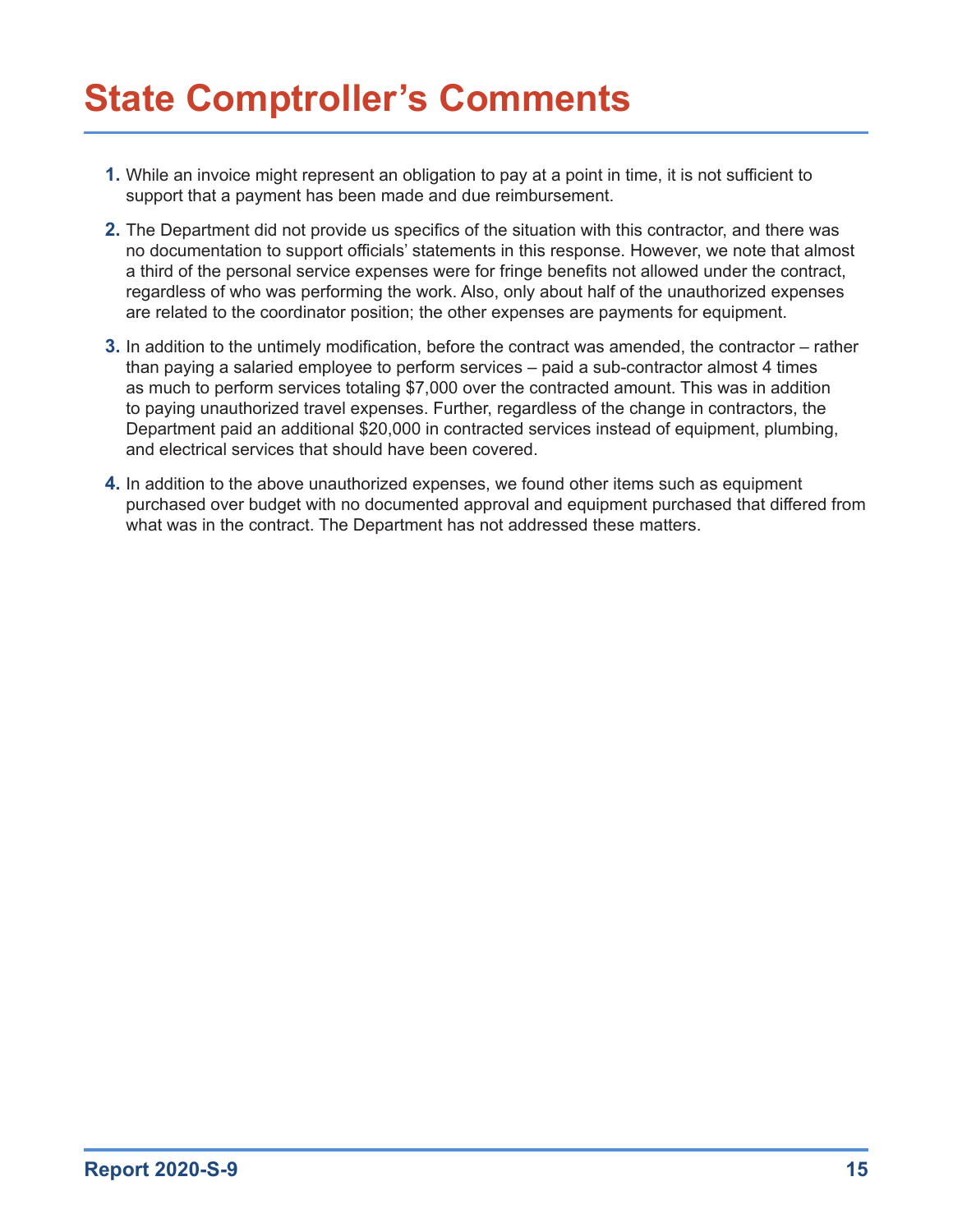# State Comptroller's Comments

1. While an invoice might represent an obligation to pay at a point in time, it is not sufficient to support that a payment has been made and due reimbursement.

2. The Department did not provide us specifics of the situation with this contractor, and there was no documentation to support officials' statements in this response. However, we note that almost a third of the personal service expenses were for fringe benefits not allowed under the contract, regardless of who was performing the work. Also, only about half of the unauthorized expenses are related to the coordinator position; the other expenses are payments for equipment.

3. In addition to the untimely modification, before the contract was amended, the contractor – rather than paying a salaried employee to perform services – paid a sub-contractor almost 4 times as much to perform services totaling $7,000 over the contracted amount. This was in addition to paying unauthorized travel expenses. Further, regardless of the change in contractors, the Department paid an additional $20,000 in contracted services instead of equipment, plumbing, and electrical services that should have been covered.

4. In addition to the above unauthorized expenses, we found other items such as equipment purchased over budget with no documented approval and equipment purchased that differed from what was in the contract. The Department has not addressed these matters.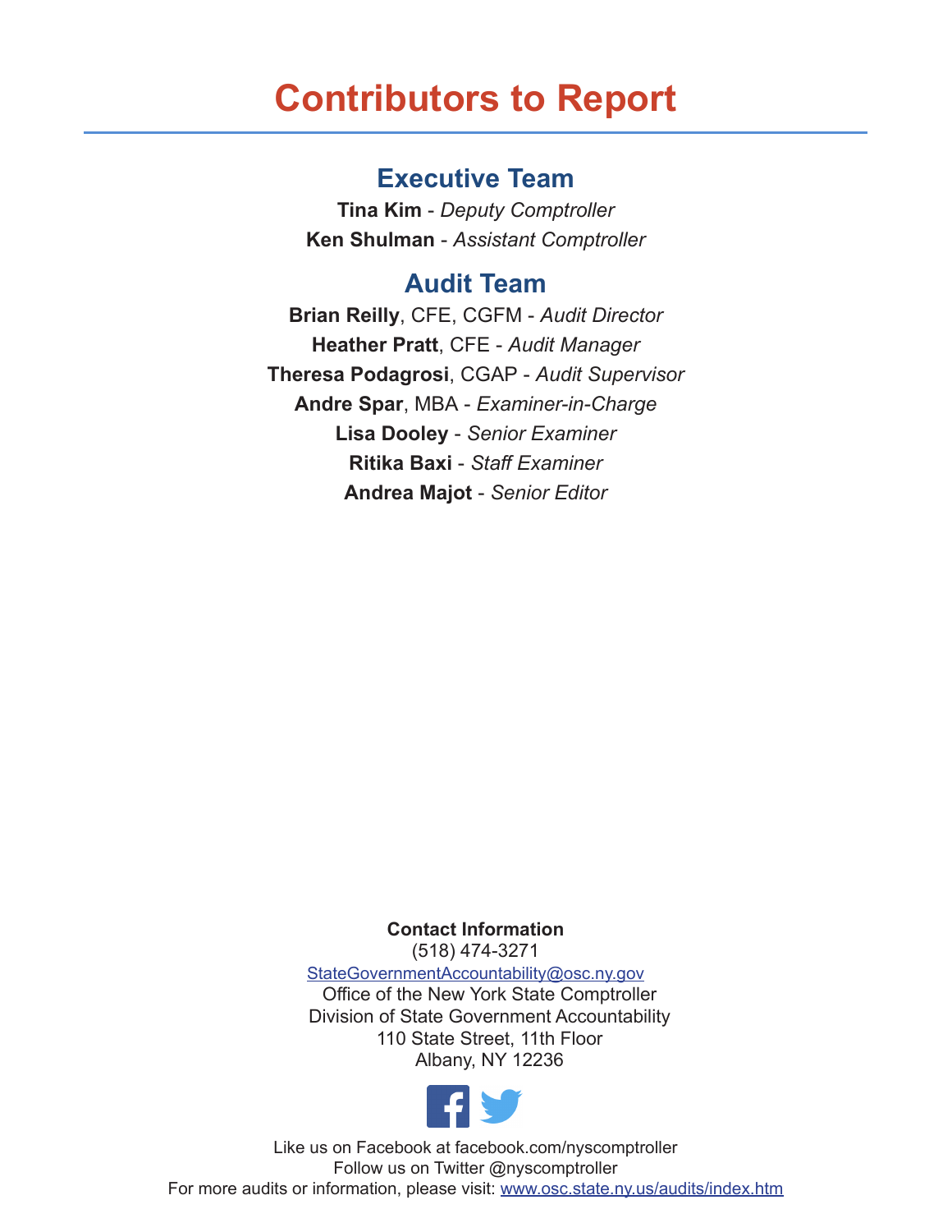# Contributors to Report

## Executive Team

**Tina Kim** - *Deputy Comptroller*
**Ken Shulman** - *Assistant Comptroller*

## Audit Team

**Brian Reilly**, CFE, CGFM - *Audit Director*
**Heather Pratt**, CFE - *Audit Manager*
**Theresa Podagrosi**, CGAP - *Audit Supervisor*
**Andre Spar**, MBA - *Examiner-in-Charge*
**Lisa Dooley** - *Senior Examiner*
**Ritika Baxi** - *Staff Examiner*
**Andrea Majot** - *Senior Editor*

**Contact Information**
(518) 474-3271
StateGovernmentAccountability@osc.ny.gov
Office of the New York State Comptroller
Division of State Government Accountability
110 State Street, 11th Floor
Albany, NY 12236

Like us on Facebook at facebook.com/nyscomptroller
Follow us on Twitter @nyscomptroller
For more audits or information, please visit: www.osc.state.ny.us/audits/index.htm